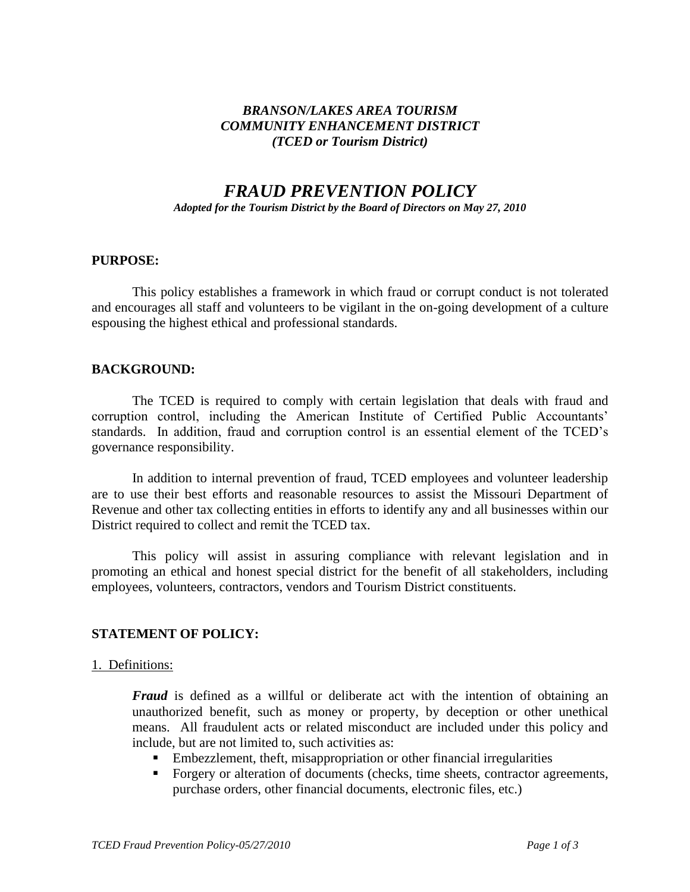***BRANSON/LAKES AREA TOURISM***
***COMMUNITY ENHANCEMENT DISTRICT***
***(TCED or Tourism District)***

# *FRAUD PREVENTION POLICY*

***Adopted for the Tourism District by the Board of Directors on May 27, 2010***

## PURPOSE:

This policy establishes a framework in which fraud or corrupt conduct is not tolerated and encourages all staff and volunteers to be vigilant in the on-going development of a culture espousing the highest ethical and professional standards.

## BACKGROUND:

The TCED is required to comply with certain legislation that deals with fraud and corruption control, including the American Institute of Certified Public Accountants' standards. In addition, fraud and corruption control is an essential element of the TCED's governance responsibility.

In addition to internal prevention of fraud, TCED employees and volunteer leadership are to use their best efforts and reasonable resources to assist the Missouri Department of Revenue and other tax collecting entities in efforts to identify any and all businesses within our District required to collect and remit the TCED tax.

This policy will assist in assuring compliance with relevant legislation and in promoting an ethical and honest special district for the benefit of all stakeholders, including employees, volunteers, contractors, vendors and Tourism District constituents.

## STATEMENT OF POLICY:

1. Definitions:

***Fraud*** is defined as a willful or deliberate act with the intention of obtaining an unauthorized benefit, such as money or property, by deception or other unethical means. All fraudulent acts or related misconduct are included under this policy and include, but are not limited to, such activities as:

- Embezzlement, theft, misappropriation or other financial irregularities
- Forgery or alteration of documents (checks, time sheets, contractor agreements, purchase orders, other financial documents, electronic files, etc.)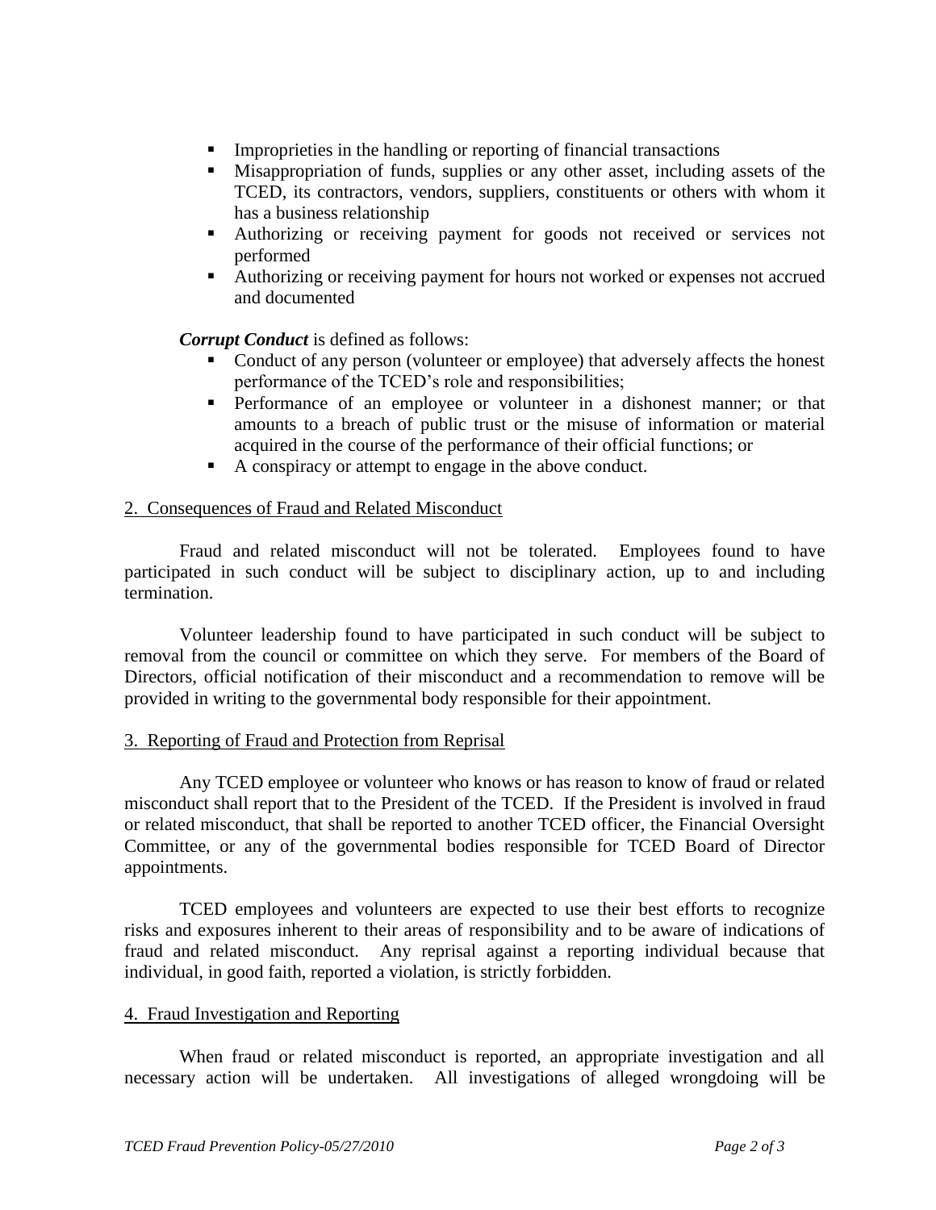- Improprieties in the handling or reporting of financial transactions
- Misappropriation of funds, supplies or any other asset, including assets of the TCED, its contractors, vendors, suppliers, constituents or others with whom it has a business relationship
- Authorizing or receiving payment for goods not received or services not performed
- Authorizing or receiving payment for hours not worked or expenses not accrued and documented

***Corrupt Conduct*** is defined as follows:

- Conduct of any person (volunteer or employee) that adversely affects the honest performance of the TCED's role and responsibilities;
- Performance of an employee or volunteer in a dishonest manner; or that amounts to a breach of public trust or the misuse of information or material acquired in the course of the performance of their official functions; or
- A conspiracy or attempt to engage in the above conduct.

## 2. Consequences of Fraud and Related Misconduct

Fraud and related misconduct will not be tolerated. Employees found to have participated in such conduct will be subject to disciplinary action, up to and including termination.

Volunteer leadership found to have participated in such conduct will be subject to removal from the council or committee on which they serve. For members of the Board of Directors, official notification of their misconduct and a recommendation to remove will be provided in writing to the governmental body responsible for their appointment.

## 3. Reporting of Fraud and Protection from Reprisal

Any TCED employee or volunteer who knows or has reason to know of fraud or related misconduct shall report that to the President of the TCED. If the President is involved in fraud or related misconduct, that shall be reported to another TCED officer, the Financial Oversight Committee, or any of the governmental bodies responsible for TCED Board of Director appointments.

TCED employees and volunteers are expected to use their best efforts to recognize risks and exposures inherent to their areas of responsibility and to be aware of indications of fraud and related misconduct. Any reprisal against a reporting individual because that individual, in good faith, reported a violation, is strictly forbidden.

## 4. Fraud Investigation and Reporting

When fraud or related misconduct is reported, an appropriate investigation and all necessary action will be undertaken. All investigations of alleged wrongdoing will be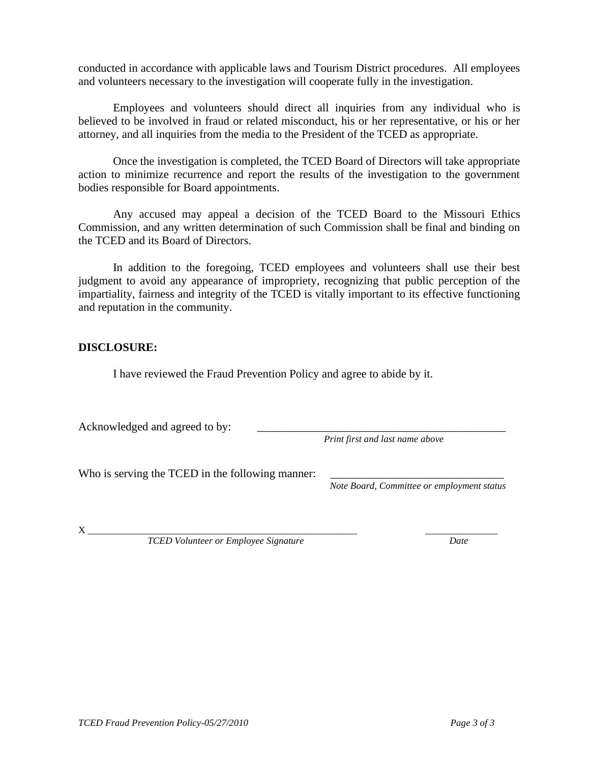conducted in accordance with applicable laws and Tourism District procedures. All employees and volunteers necessary to the investigation will cooperate fully in the investigation.

Employees and volunteers should direct all inquiries from any individual who is believed to be involved in fraud or related misconduct, his or her representative, or his or her attorney, and all inquiries from the media to the President of the TCED as appropriate.

Once the investigation is completed, the TCED Board of Directors will take appropriate action to minimize recurrence and report the results of the investigation to the government bodies responsible for Board appointments.

Any accused may appeal a decision of the TCED Board to the Missouri Ethics Commission, and any written determination of such Commission shall be final and binding on the TCED and its Board of Directors.

In addition to the foregoing, TCED employees and volunteers shall use their best judgment to avoid any appearance of impropriety, recognizing that public perception of the impartiality, fairness and integrity of the TCED is vitally important to its effective functioning and reputation in the community.

**DISCLOSURE:**

I have reviewed the Fraud Prevention Policy and agree to abide by it.

Acknowledged and agreed to by: _______________________________________________
*Print first and last name above*

Who is serving the TCED in the following manner: ________________________________
*Note Board, Committee or employment status*

X ___________________________________________________ ______________
*TCED Volunteer or Employee Signature* *Date*